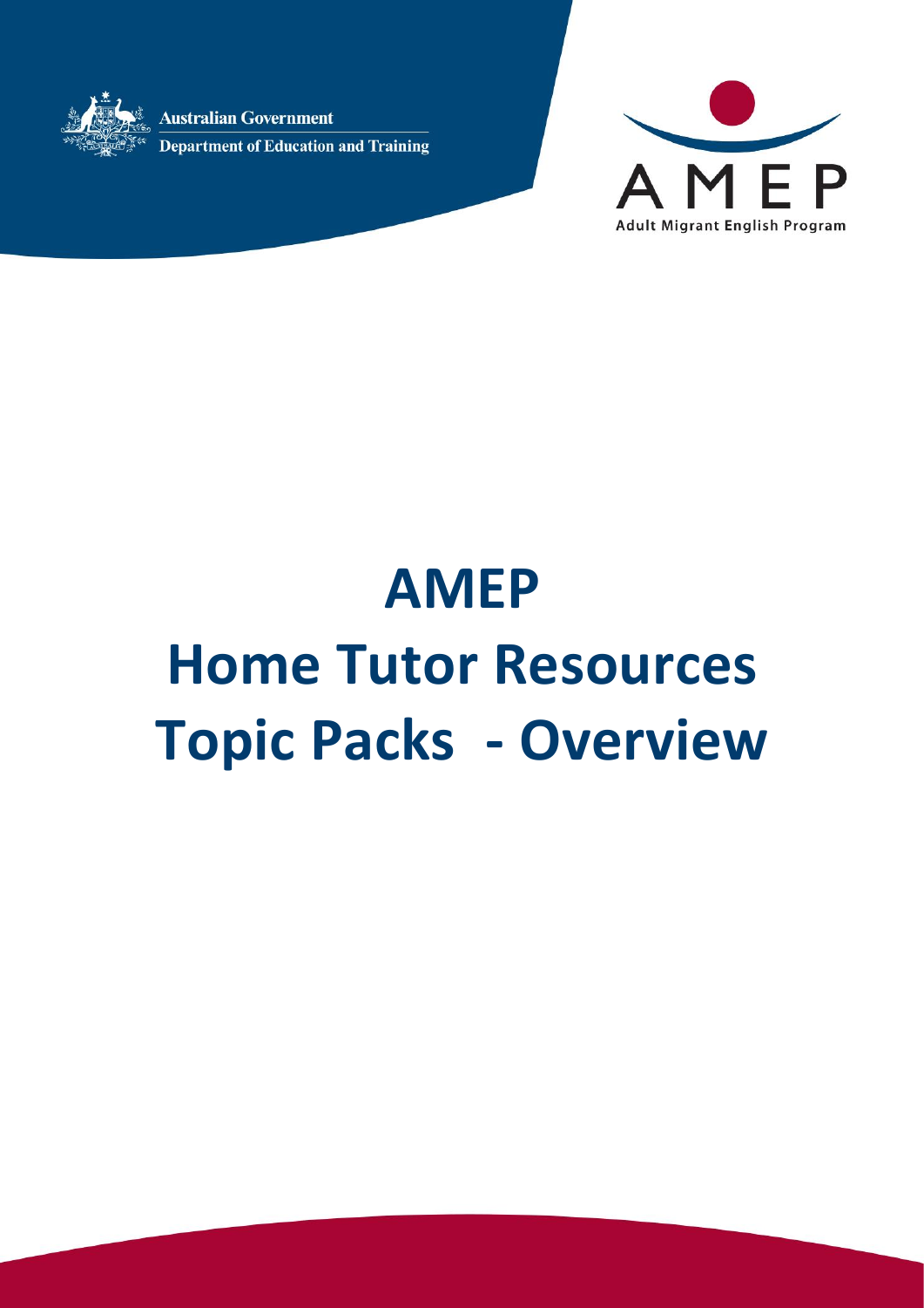Australian Government

Department of Education and Training

AMEP

Adult Migrant English Program

# AMEP Home Tutor Resources Topic Packs - Overview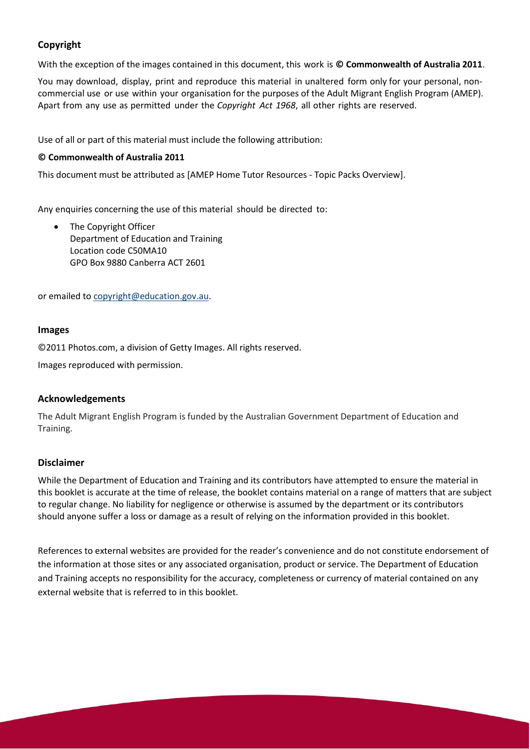## Copyright

With the exception of the images contained in this document, this work is **© Commonwealth of Australia 2011**.

You may download, display, print and reproduce this material in unaltered form only for your personal, non-commercial use or use within your organisation for the purposes of the Adult Migrant English Program (AMEP). Apart from any use as permitted under the *Copyright Act 1968*, all other rights are reserved.

Use of all or part of this material must include the following attribution:

**© Commonwealth of Australia 2011**

This document must be attributed as [AMEP Home Tutor Resources - Topic Packs Overview].

Any enquiries concerning the use of this material should be directed to:

- The Copyright Officer
  Department of Education and Training
  Location code C50MA10
  GPO Box 9880 Canberra ACT 2601

or emailed to copyright@education.gov.au.

## Images

©2011 Photos.com, a division of Getty Images. All rights reserved.

Images reproduced with permission.

## Acknowledgements

The Adult Migrant English Program is funded by the Australian Government Department of Education and Training.

## Disclaimer

While the Department of Education and Training and its contributors have attempted to ensure the material in this booklet is accurate at the time of release, the booklet contains material on a range of matters that are subject to regular change. No liability for negligence or otherwise is assumed by the department or its contributors should anyone suffer a loss or damage as a result of relying on the information provided in this booklet.

References to external websites are provided for the reader's convenience and do not constitute endorsement of the information at those sites or any associated organisation, product or service. The Department of Education and Training accepts no responsibility for the accuracy, completeness or currency of material contained on any external website that is referred to in this booklet.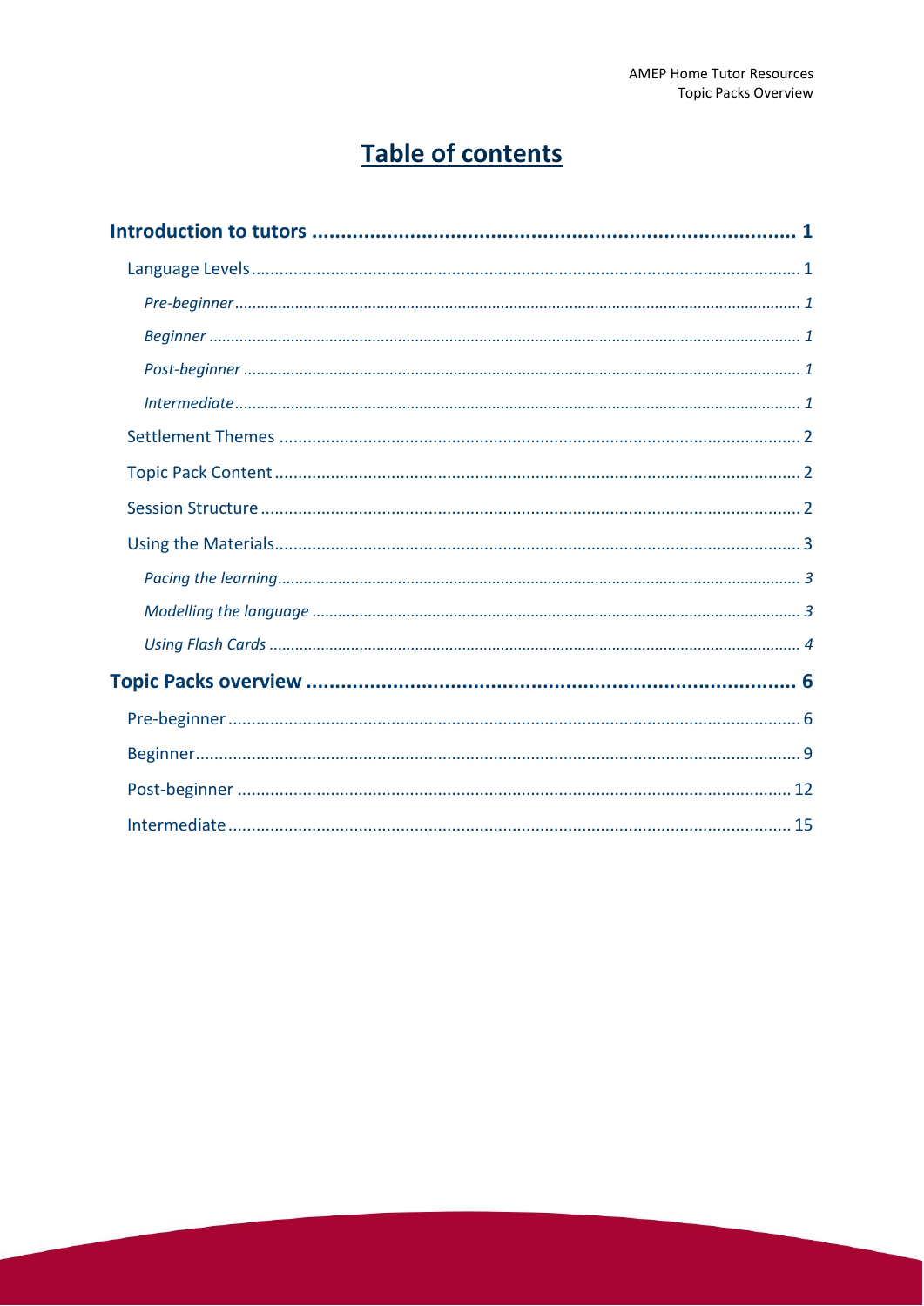# Table of contents

**Introduction to tutors** ..... **1**

- Language Levels ..... 1
  - *Pre-beginner* ..... *1*
  - *Beginner* ..... *1*
  - *Post-beginner* ..... *1*
  - *Intermediate* ..... *1*
- Settlement Themes ..... 2
- Topic Pack Content ..... 2
- Session Structure ..... 2
- Using the Materials ..... 3
  - *Pacing the learning* ..... *3*
  - *Modelling the language* ..... *3*
  - *Using Flash Cards* ..... *4*

**Topic Packs overview** ..... **6**

- Pre-beginner ..... 6
- Beginner ..... 9
- Post-beginner ..... 12
- Intermediate ..... 15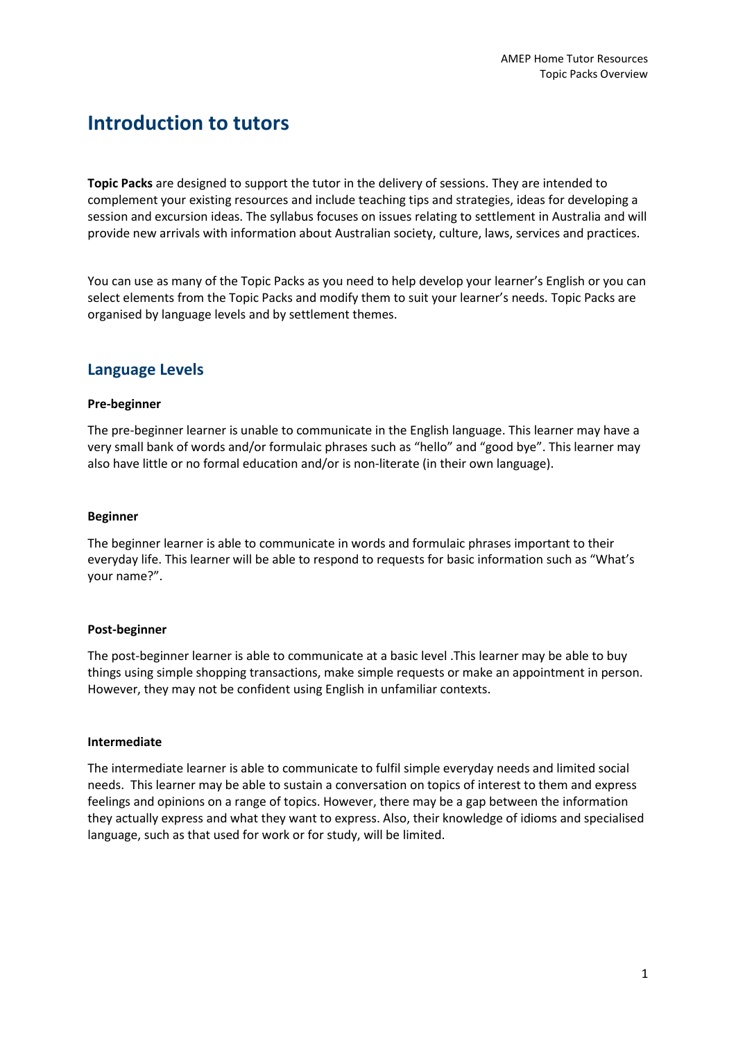# Introduction to tutors

**Topic Packs** are designed to support the tutor in the delivery of sessions. They are intended to complement your existing resources and include teaching tips and strategies, ideas for developing a session and excursion ideas. The syllabus focuses on issues relating to settlement in Australia and will provide new arrivals with information about Australian society, culture, laws, services and practices.

You can use as many of the Topic Packs as you need to help develop your learner's English or you can select elements from the Topic Packs and modify them to suit your learner's needs. Topic Packs are organised by language levels and by settlement themes.

## Language Levels

**Pre-beginner**

The pre-beginner learner is unable to communicate in the English language. This learner may have a very small bank of words and/or formulaic phrases such as "hello" and "good bye". This learner may also have little or no formal education and/or is non-literate (in their own language).

**Beginner**

The beginner learner is able to communicate in words and formulaic phrases important to their everyday life. This learner will be able to respond to requests for basic information such as "What's your name?".

**Post-beginner**

The post-beginner learner is able to communicate at a basic level .This learner may be able to buy things using simple shopping transactions, make simple requests or make an appointment in person. However, they may not be confident using English in unfamiliar contexts.

**Intermediate**

The intermediate learner is able to communicate to fulfil simple everyday needs and limited social needs. This learner may be able to sustain a conversation on topics of interest to them and express feelings and opinions on a range of topics. However, there may be a gap between the information they actually express and what they want to express. Also, their knowledge of idioms and specialised language, such as that used for work or for study, will be limited.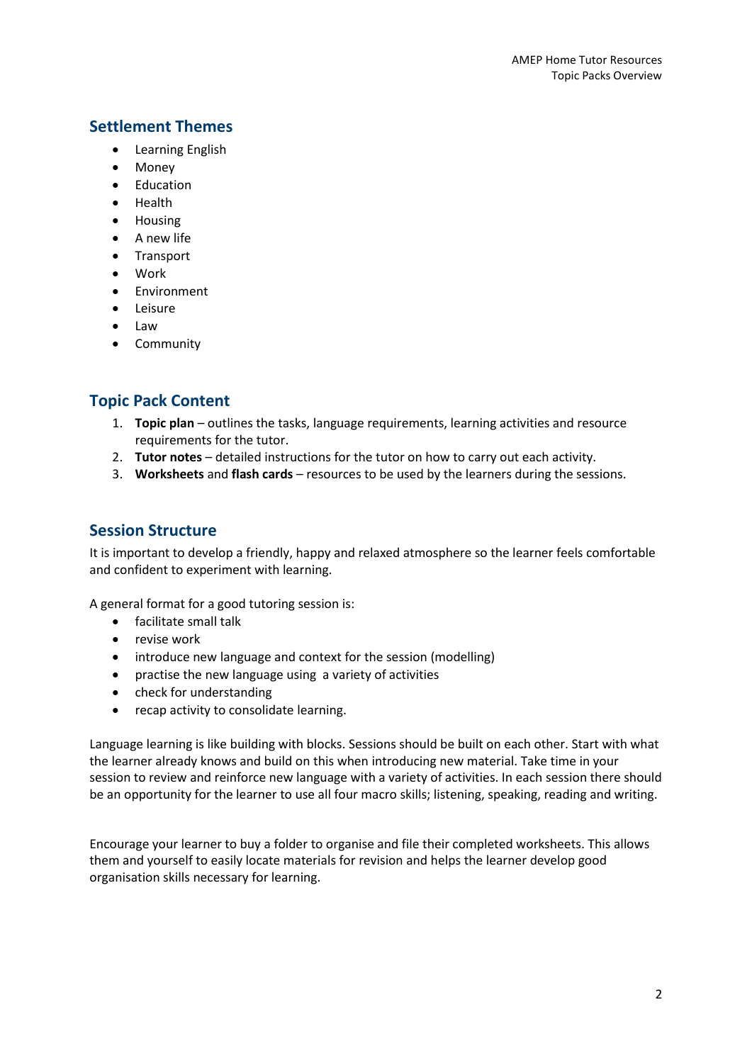## Settlement Themes

- Learning English
- Money
- Education
- Health
- Housing
- A new life
- Transport
- Work
- Environment
- Leisure
- Law
- Community

## Topic Pack Content

1. **Topic plan** – outlines the tasks, language requirements, learning activities and resource requirements for the tutor.
2. **Tutor notes** – detailed instructions for the tutor on how to carry out each activity.
3. **Worksheets** and **flash cards** – resources to be used by the learners during the sessions.

## Session Structure

It is important to develop a friendly, happy and relaxed atmosphere so the learner feels comfortable and confident to experiment with learning.

A general format for a good tutoring session is:

- facilitate small talk
- revise work
- introduce new language and context for the session (modelling)
- practise the new language using a variety of activities
- check for understanding
- recap activity to consolidate learning.

Language learning is like building with blocks. Sessions should be built on each other. Start with what the learner already knows and build on this when introducing new material. Take time in your session to review and reinforce new language with a variety of activities. In each session there should be an opportunity for the learner to use all four macro skills; listening, speaking, reading and writing.

Encourage your learner to buy a folder to organise and file their completed worksheets. This allows them and yourself to easily locate materials for revision and helps the learner develop good organisation skills necessary for learning.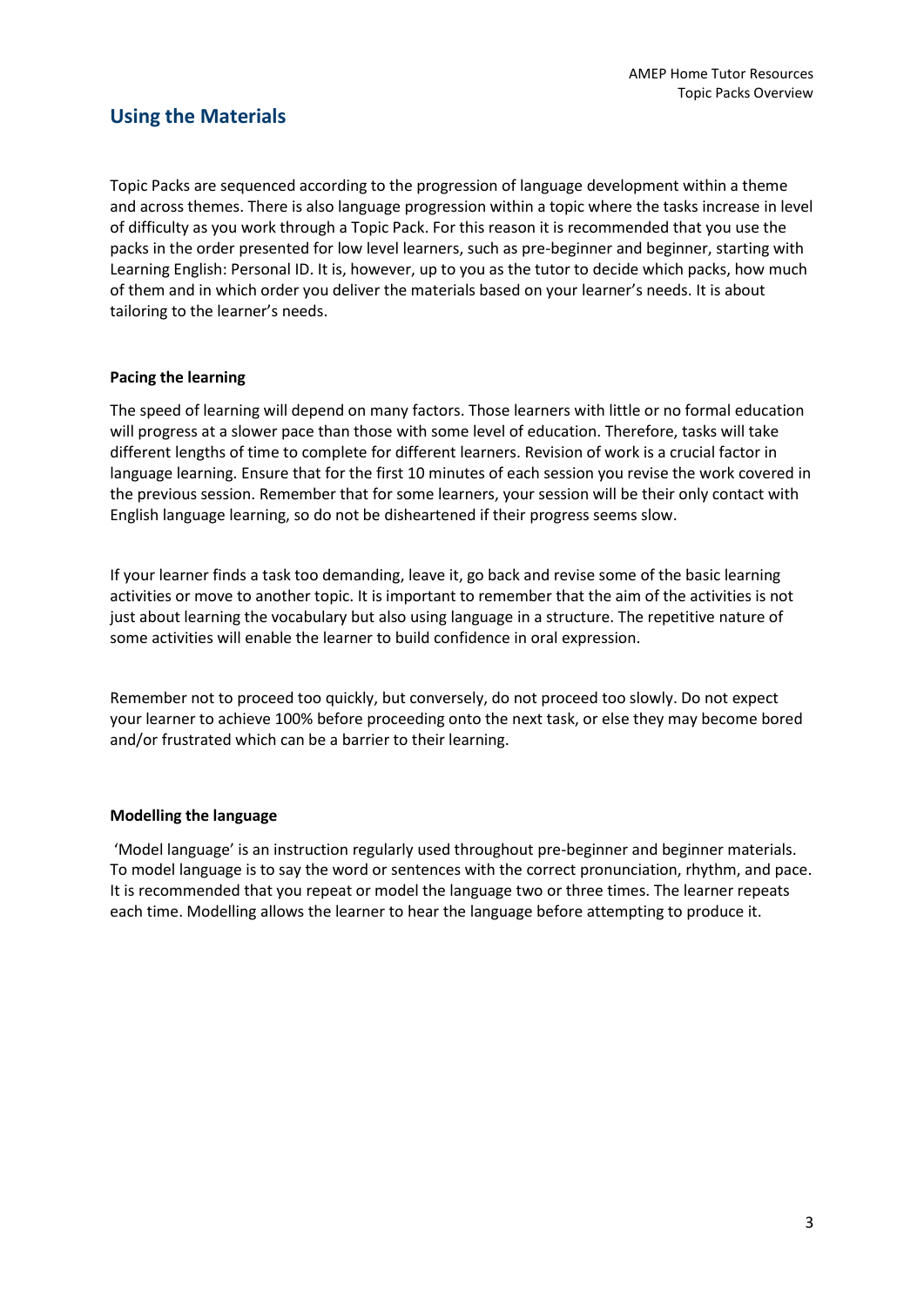## Using the Materials

Topic Packs are sequenced according to the progression of language development within a theme and across themes. There is also language progression within a topic where the tasks increase in level of difficulty as you work through a Topic Pack. For this reason it is recommended that you use the packs in the order presented for low level learners, such as pre-beginner and beginner, starting with Learning English: Personal ID. It is, however, up to you as the tutor to decide which packs, how much of them and in which order you deliver the materials based on your learner's needs. It is about tailoring to the learner's needs.

**Pacing the learning**

The speed of learning will depend on many factors. Those learners with little or no formal education will progress at a slower pace than those with some level of education. Therefore, tasks will take different lengths of time to complete for different learners. Revision of work is a crucial factor in language learning. Ensure that for the first 10 minutes of each session you revise the work covered in the previous session. Remember that for some learners, your session will be their only contact with English language learning, so do not be disheartened if their progress seems slow.

If your learner finds a task too demanding, leave it, go back and revise some of the basic learning activities or move to another topic. It is important to remember that the aim of the activities is not just about learning the vocabulary but also using language in a structure. The repetitive nature of some activities will enable the learner to build confidence in oral expression.

Remember not to proceed too quickly, but conversely, do not proceed too slowly. Do not expect your learner to achieve 100% before proceeding onto the next task, or else they may become bored and/or frustrated which can be a barrier to their learning.

**Modelling the language**

'Model language' is an instruction regularly used throughout pre-beginner and beginner materials. To model language is to say the word or sentences with the correct pronunciation, rhythm, and pace. It is recommended that you repeat or model the language two or three times. The learner repeats each time. Modelling allows the learner to hear the language before attempting to produce it.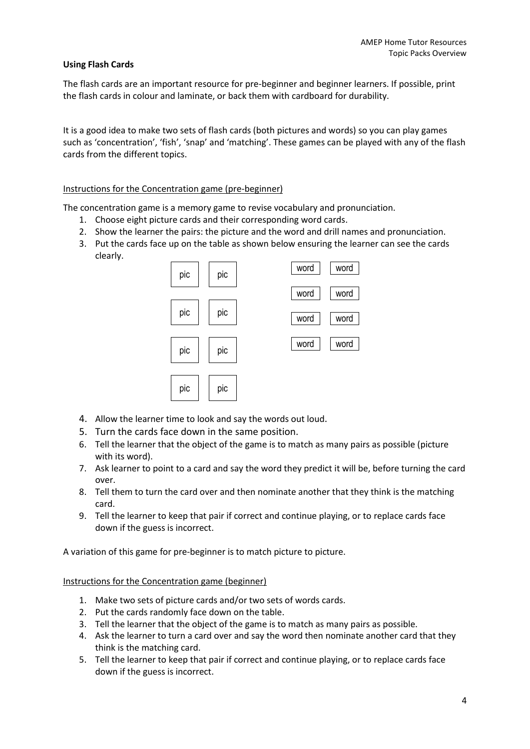**Using Flash Cards**

The flash cards are an important resource for pre-beginner and beginner learners. If possible, print the flash cards in colour and laminate, or back them with cardboard for durability.

It is a good idea to make two sets of flash cards (both pictures and words) so you can play games such as 'concentration', 'fish', 'snap' and 'matching'. These games can be played with any of the flash cards from the different topics.

Instructions for the Concentration game (pre-beginner)

The concentration game is a memory game to revise vocabulary and pronunciation.

1. Choose eight picture cards and their corresponding word cards.
2. Show the learner the pairs: the picture and the word and drill names and pronunciation.
3. Put the cards face up on the table as shown below ensuring the learner can see the cards clearly.

| pic | pic | word | word |
|---|---|---|---|
| pic | pic | word | word |
| pic | pic | word | word |
| pic | pic | word | word |

4. Allow the learner time to look and say the words out loud.
5. Turn the cards face down in the same position.
6. Tell the learner that the object of the game is to match as many pairs as possible (picture with its word).
7. Ask learner to point to a card and say the word they predict it will be, before turning the card over.
8. Tell them to turn the card over and then nominate another that they think is the matching card.
9. Tell the learner to keep that pair if correct and continue playing, or to replace cards face down if the guess is incorrect.

A variation of this game for pre-beginner is to match picture to picture.

Instructions for the Concentration game (beginner)

1. Make two sets of picture cards and/or two sets of words cards.
2. Put the cards randomly face down on the table.
3. Tell the learner that the object of the game is to match as many pairs as possible.
4. Ask the learner to turn a card over and say the word then nominate another card that they think is the matching card.
5. Tell the learner to keep that pair if correct and continue playing, or to replace cards face down if the guess is incorrect.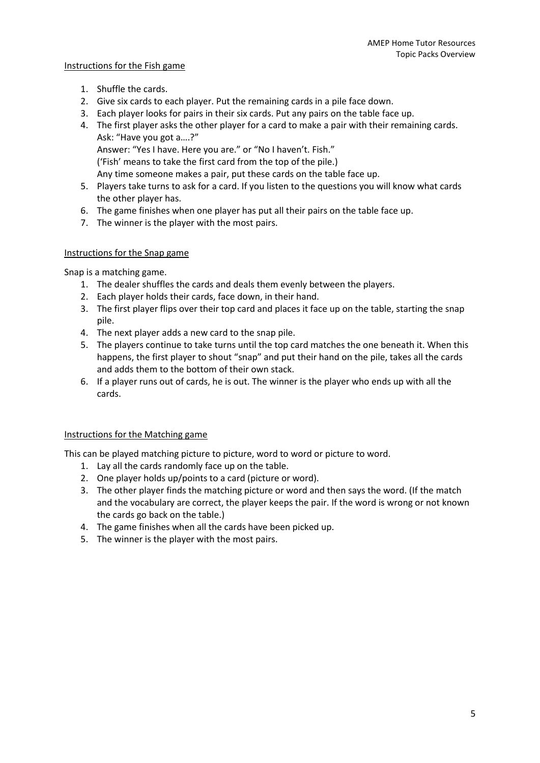Instructions for the Fish game

1. Shuffle the cards.
2. Give six cards to each player. Put the remaining cards in a pile face down.
3. Each player looks for pairs in their six cards. Put any pairs on the table face up.
4. The first player asks the other player for a card to make a pair with their remaining cards.
   Ask: "Have you got a….?"
   Answer: "Yes I have. Here you are." or "No I haven't. Fish."
   ('Fish' means to take the first card from the top of the pile.)
   Any time someone makes a pair, put these cards on the table face up.
5. Players take turns to ask for a card. If you listen to the questions you will know what cards the other player has.
6. The game finishes when one player has put all their pairs on the table face up.
7. The winner is the player with the most pairs.

Instructions for the Snap game

Snap is a matching game.

1. The dealer shuffles the cards and deals them evenly between the players.
2. Each player holds their cards, face down, in their hand.
3. The first player flips over their top card and places it face up on the table, starting the snap pile.
4. The next player adds a new card to the snap pile.
5. The players continue to take turns until the top card matches the one beneath it. When this happens, the first player to shout "snap" and put their hand on the pile, takes all the cards and adds them to the bottom of their own stack.
6. If a player runs out of cards, he is out. The winner is the player who ends up with all the cards.

Instructions for the Matching game

This can be played matching picture to picture, word to word or picture to word.

1. Lay all the cards randomly face up on the table.
2. One player holds up/points to a card (picture or word).
3. The other player finds the matching picture or word and then says the word. (If the match and the vocabulary are correct, the player keeps the pair. If the word is wrong or not known the cards go back on the table.)
4. The game finishes when all the cards have been picked up.
5. The winner is the player with the most pairs.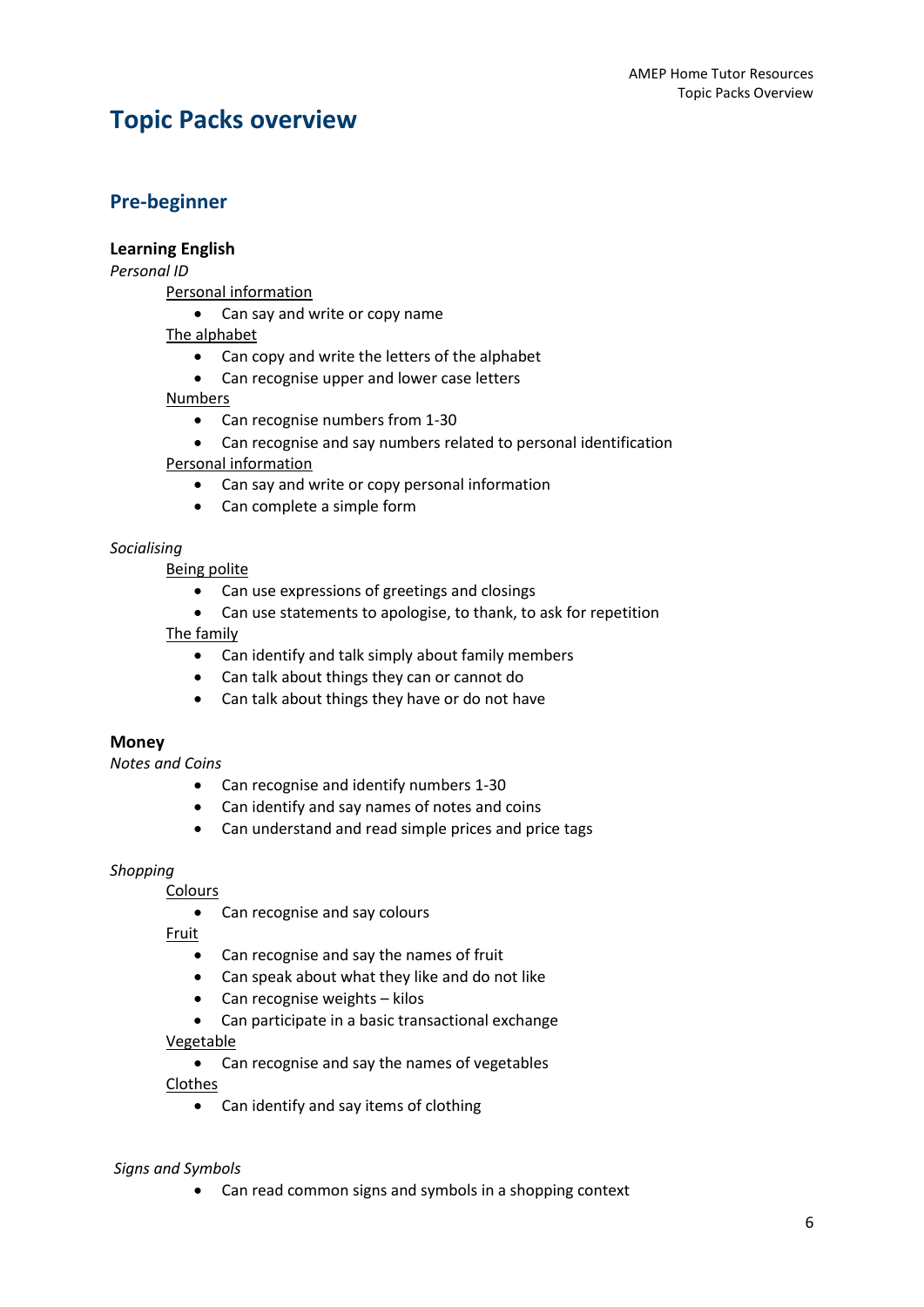# Topic Packs overview

## Pre-beginner

**Learning English**

*Personal ID*

Personal information

- Can say and write or copy name

The alphabet

- Can copy and write the letters of the alphabet
- Can recognise upper and lower case letters

Numbers

- Can recognise numbers from 1-30
- Can recognise and say numbers related to personal identification

Personal information

- Can say and write or copy personal information
- Can complete a simple form

*Socialising*

Being polite

- Can use expressions of greetings and closings
- Can use statements to apologise, to thank, to ask for repetition

The family

- Can identify and talk simply about family members
- Can talk about things they can or cannot do
- Can talk about things they have or do not have

**Money**

*Notes and Coins*

- Can recognise and identify numbers 1-30
- Can identify and say names of notes and coins
- Can understand and read simple prices and price tags

*Shopping*

Colours

- Can recognise and say colours

Fruit

- Can recognise and say the names of fruit
- Can speak about what they like and do not like
- Can recognise weights – kilos
- Can participate in a basic transactional exchange

Vegetable

- Can recognise and say the names of vegetables

Clothes

- Can identify and say items of clothing

*Signs and Symbols*

- Can read common signs and symbols in a shopping context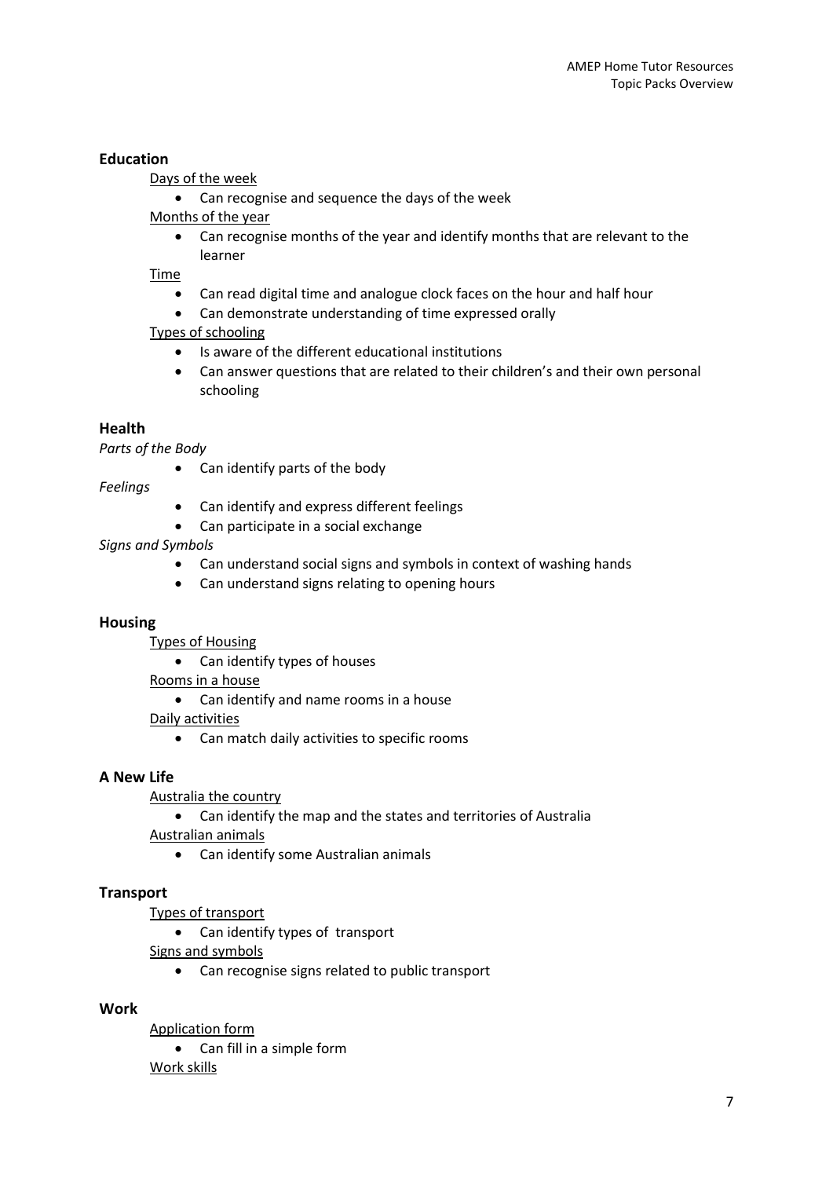**Education**

Days of the week

- Can recognise and sequence the days of the week

Months of the year

- Can recognise months of the year and identify months that are relevant to the learner

Time

- Can read digital time and analogue clock faces on the hour and half hour
- Can demonstrate understanding of time expressed orally

Types of schooling

- Is aware of the different educational institutions
- Can answer questions that are related to their children's and their own personal schooling

**Health**

*Parts of the Body*

- Can identify parts of the body

*Feelings*

- Can identify and express different feelings
- Can participate in a social exchange

*Signs and Symbols*

- Can understand social signs and symbols in context of washing hands
- Can understand signs relating to opening hours

**Housing**

Types of Housing

- Can identify types of houses

Rooms in a house

- Can identify and name rooms in a house

Daily activities

- Can match daily activities to specific rooms

**A New Life**

Australia the country

- Can identify the map and the states and territories of Australia

Australian animals

- Can identify some Australian animals

**Transport**

Types of transport

- Can identify types of transport

Signs and symbols

- Can recognise signs related to public transport

**Work**

Application form

- Can fill in a simple form

Work skills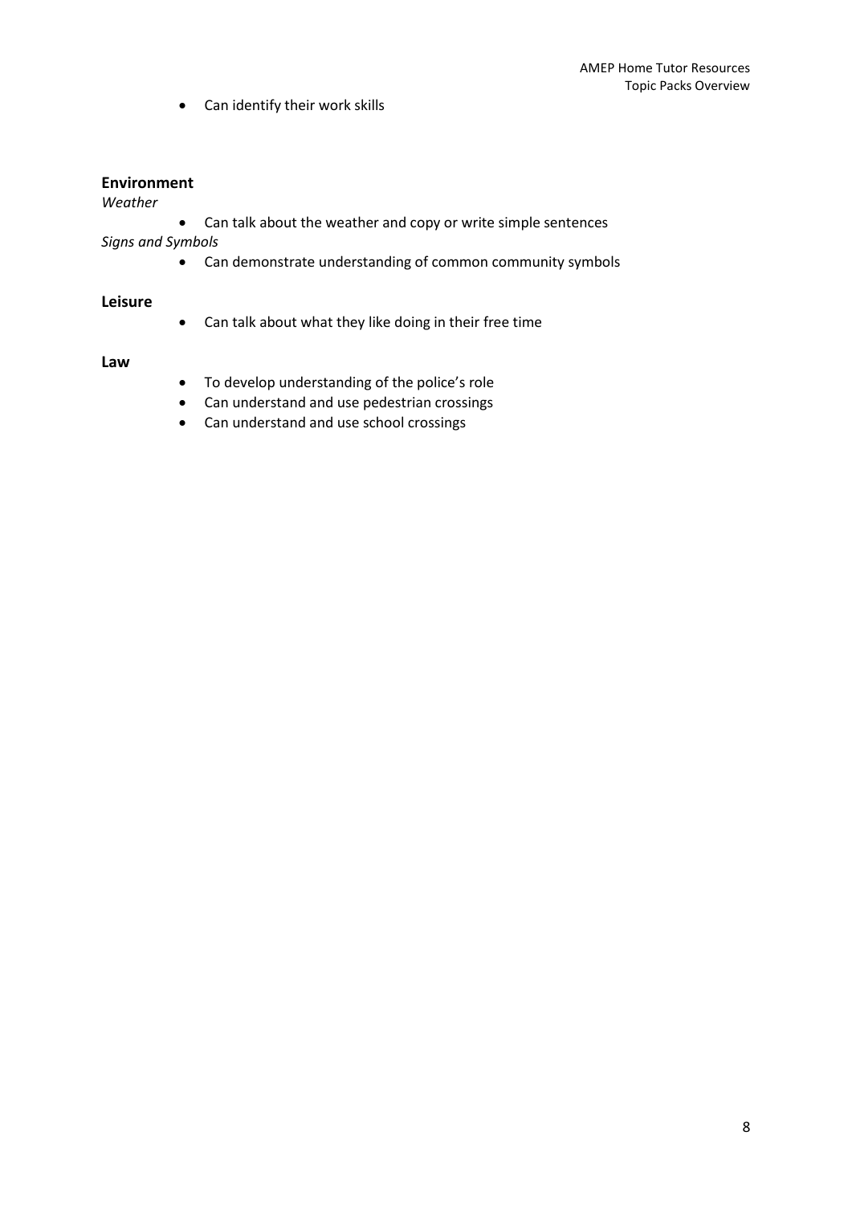- Can identify their work skills

**Environment**

*Weather*

- Can talk about the weather and copy or write simple sentences

*Signs and Symbols*

- Can demonstrate understanding of common community symbols

**Leisure**

- Can talk about what they like doing in their free time

**Law**

- To develop understanding of the police's role
- Can understand and use pedestrian crossings
- Can understand and use school crossings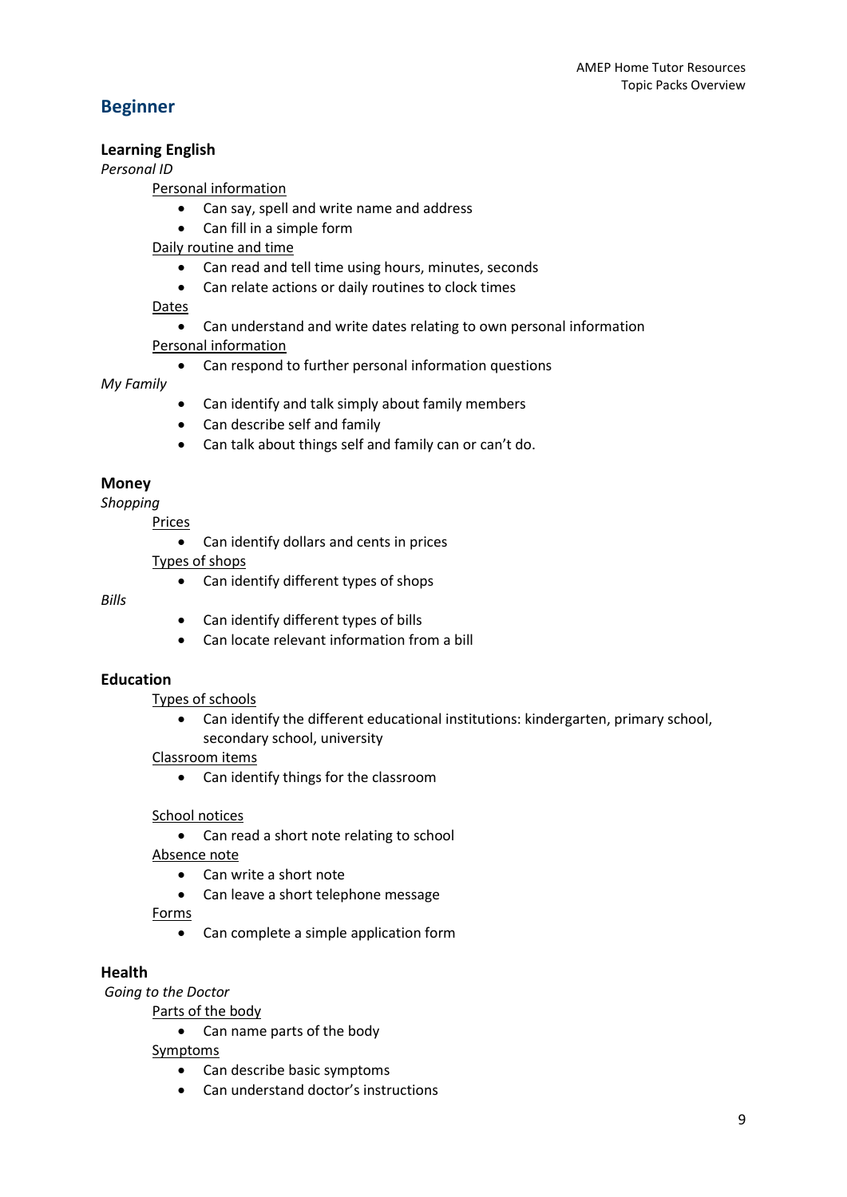## Beginner

**Learning English**

*Personal ID*

Personal information

- Can say, spell and write name and address
- Can fill in a simple form

Daily routine and time

- Can read and tell time using hours, minutes, seconds
- Can relate actions or daily routines to clock times

Dates

- Can understand and write dates relating to own personal information

Personal information

- Can respond to further personal information questions

*My Family*

- Can identify and talk simply about family members
- Can describe self and family
- Can talk about things self and family can or can't do.

**Money**

*Shopping*

Prices

- Can identify dollars and cents in prices

Types of shops

- Can identify different types of shops

*Bills*

- Can identify different types of bills
- Can locate relevant information from a bill

**Education**

Types of schools

- Can identify the different educational institutions: kindergarten, primary school, secondary school, university

Classroom items

- Can identify things for the classroom

School notices

- Can read a short note relating to school

Absence note

- Can write a short note
- Can leave a short telephone message

Forms

- Can complete a simple application form

**Health**

*Going to the Doctor*

Parts of the body

- Can name parts of the body

Symptoms

- Can describe basic symptoms
- Can understand doctor's instructions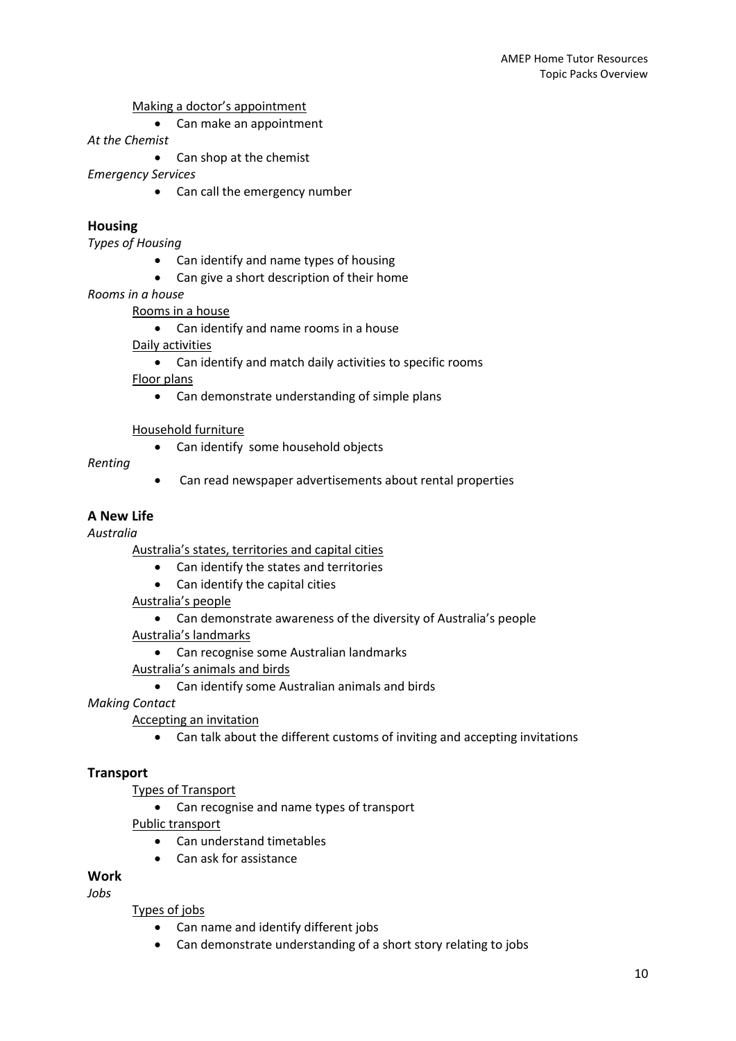Making a doctor's appointment

- Can make an appointment

*At the Chemist*

- Can shop at the chemist

*Emergency Services*

- Can call the emergency number

## Housing

*Types of Housing*

- Can identify and name types of housing
- Can give a short description of their home

*Rooms in a house*

Rooms in a house

- Can identify and name rooms in a house

Daily activities

- Can identify and match daily activities to specific rooms

Floor plans

- Can demonstrate understanding of simple plans

Household furniture

- Can identify some household objects

*Renting*

- Can read newspaper advertisements about rental properties

## A New Life

*Australia*

Australia's states, territories and capital cities

- Can identify the states and territories
- Can identify the capital cities

Australia's people

- Can demonstrate awareness of the diversity of Australia's people

Australia's landmarks

- Can recognise some Australian landmarks

Australia's animals and birds

- Can identify some Australian animals and birds

*Making Contact*

Accepting an invitation

- Can talk about the different customs of inviting and accepting invitations

## Transport

Types of Transport

- Can recognise and name types of transport

Public transport

- Can understand timetables
- Can ask for assistance

## Work

*Jobs*

Types of jobs

- Can name and identify different jobs
- Can demonstrate understanding of a short story relating to jobs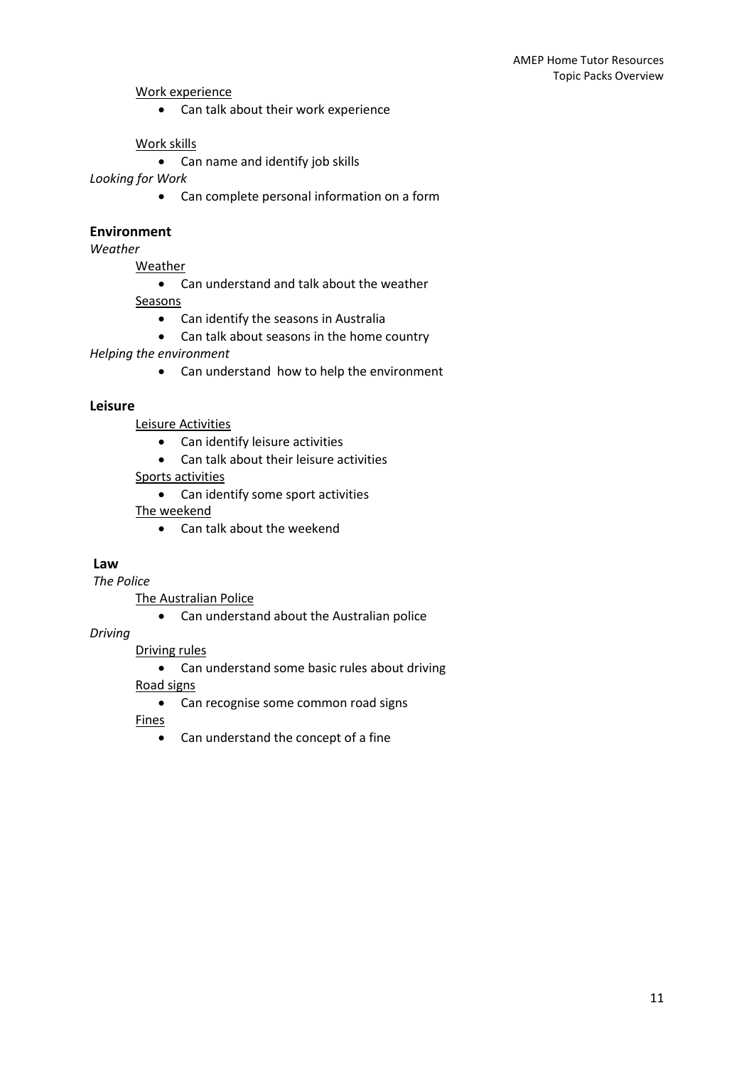Work experience

- Can talk about their work experience

Work skills

- Can name and identify job skills

*Looking for Work*

- Can complete personal information on a form

**Environment**

*Weather*

Weather

- Can understand and talk about the weather

Seasons

- Can identify the seasons in Australia
- Can talk about seasons in the home country

*Helping the environment*

- Can understand  how to help the environment

**Leisure**

Leisure Activities

- Can identify leisure activities
- Can talk about their leisure activities

Sports activities

- Can identify some sport activities

The weekend

- Can talk about the weekend

**Law**

*The Police*

The Australian Police

- Can understand about the Australian police

*Driving*

Driving rules

- Can understand some basic rules about driving

Road signs

- Can recognise some common road signs

Fines

- Can understand the concept of a fine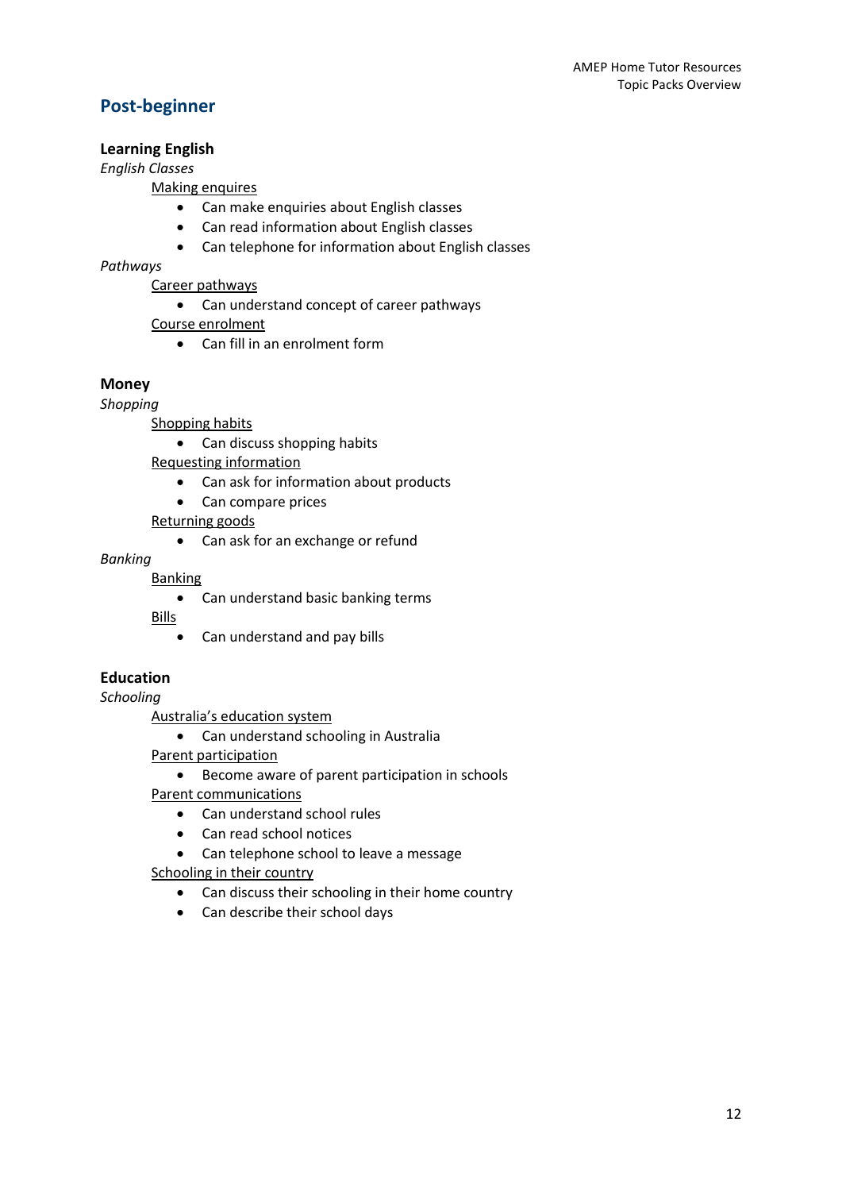## Post-beginner

### Learning English

*English Classes*

Making enquires

- Can make enquiries about English classes
- Can read information about English classes
- Can telephone for information about English classes

*Pathways*

Career pathways

- Can understand concept of career pathways

Course enrolment

- Can fill in an enrolment form

### Money

*Shopping*

Shopping habits

- Can discuss shopping habits

Requesting information

- Can ask for information about products
- Can compare prices

Returning goods

- Can ask for an exchange or refund

*Banking*

Banking

- Can understand basic banking terms

Bills

- Can understand and pay bills

### Education

*Schooling*

Australia's education system

- Can understand schooling in Australia

Parent participation

- Become aware of parent participation in schools

Parent communications

- Can understand school rules
- Can read school notices
- Can telephone school to leave a message

Schooling in their country

- Can discuss their schooling in their home country
- Can describe their school days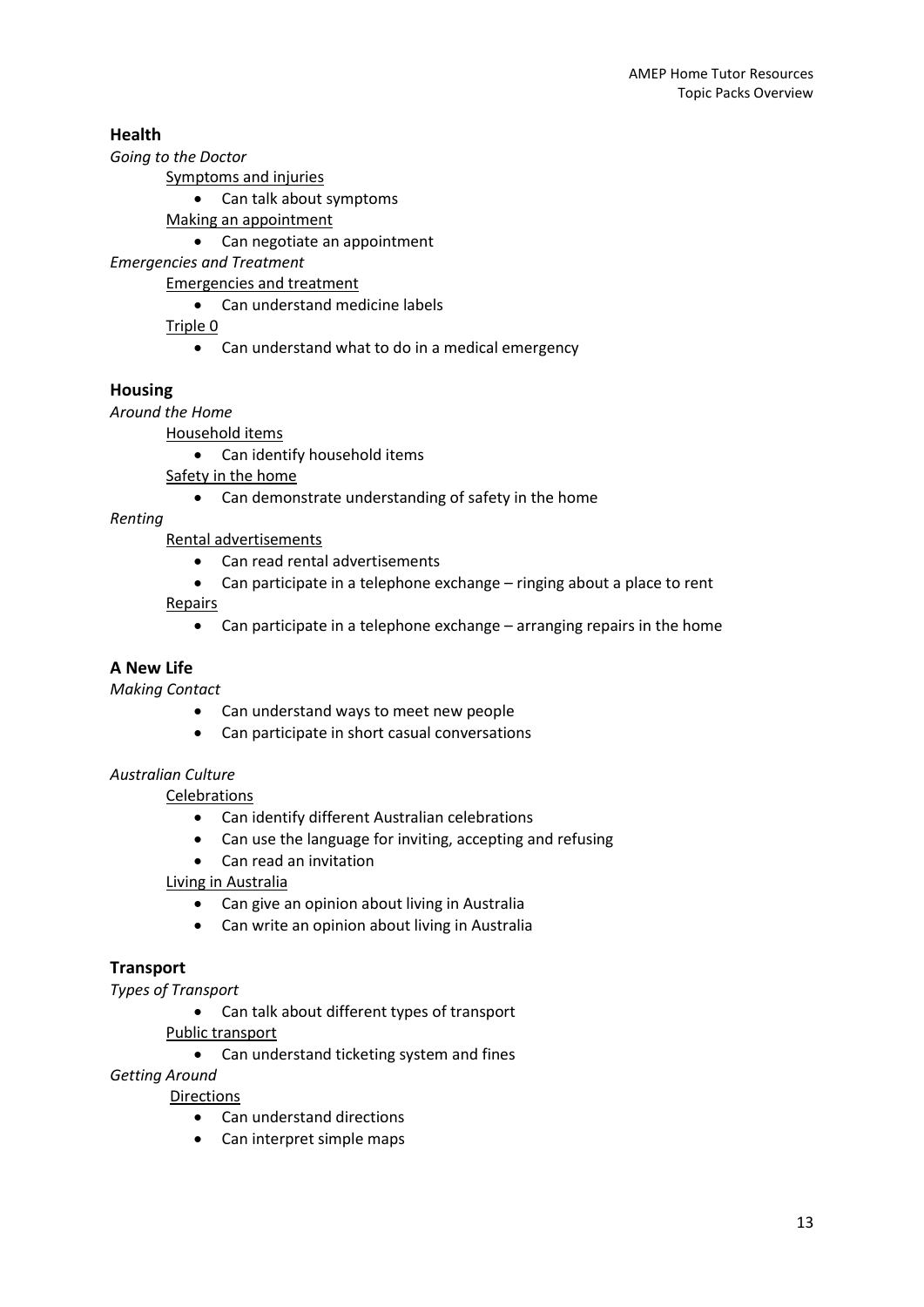## Health

*Going to the Doctor*

<u>Symptoms and injuries</u>

- Can talk about symptoms

<u>Making an appointment</u>

- Can negotiate an appointment

*Emergencies and Treatment*

<u>Emergencies and treatment</u>

- Can understand medicine labels

<u>Triple 0</u>

- Can understand what to do in a medical emergency

## Housing

*Around the Home*

<u>Household items</u>

- Can identify household items

<u>Safety in the home</u>

- Can demonstrate understanding of safety in the home

*Renting*

<u>Rental advertisements</u>

- Can read rental advertisements
- Can participate in a telephone exchange – ringing about a place to rent

<u>Repairs</u>

- Can participate in a telephone exchange – arranging repairs in the home

## A New Life

*Making Contact*

- Can understand ways to meet new people
- Can participate in short casual conversations

*Australian Culture*

<u>Celebrations</u>

- Can identify different Australian celebrations
- Can use the language for inviting, accepting and refusing
- Can read an invitation

<u>Living in Australia</u>

- Can give an opinion about living in Australia
- Can write an opinion about living in Australia

## Transport

*Types of Transport*

- Can talk about different types of transport

<u>Public transport</u>

- Can understand ticketing system and fines

*Getting Around*

<u>Directions</u>

- Can understand directions
- Can interpret simple maps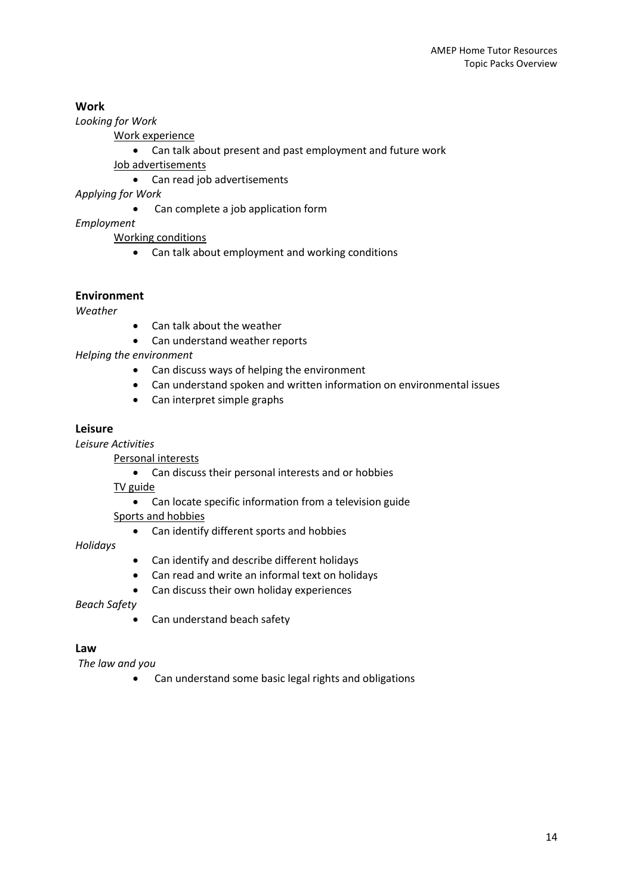**Work**

*Looking for Work*

Work experience

- Can talk about present and past employment and future work

Job advertisements

- Can read job advertisements

*Applying for Work*

- Can complete a job application form

*Employment*

Working conditions

- Can talk about employment and working conditions

**Environment**

*Weather*

- Can talk about the weather
- Can understand weather reports

*Helping the environment*

- Can discuss ways of helping the environment
- Can understand spoken and written information on environmental issues
- Can interpret simple graphs

**Leisure**

*Leisure Activities*

Personal interests

- Can discuss their personal interests and or hobbies

TV guide

- Can locate specific information from a television guide

Sports and hobbies

- Can identify different sports and hobbies

*Holidays*

- Can identify and describe different holidays
- Can read and write an informal text on holidays
- Can discuss their own holiday experiences

*Beach Safety*

- Can understand beach safety

**Law**

*The law and you*

- Can understand some basic legal rights and obligations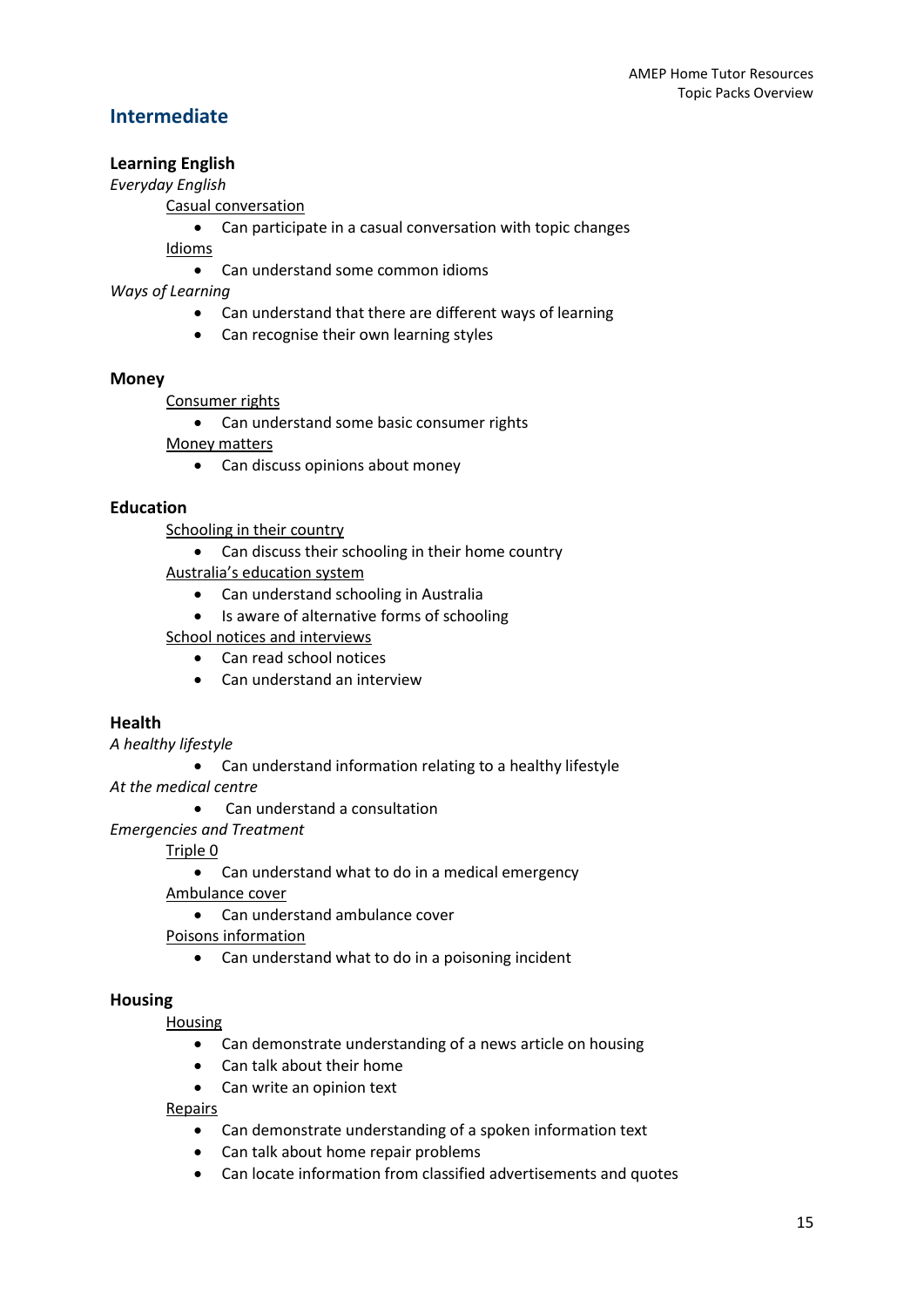## Intermediate

**Learning English**

*Everyday English*

Casual conversation

- Can participate in a casual conversation with topic changes

Idioms

- Can understand some common idioms

*Ways of Learning*

- Can understand that there are different ways of learning
- Can recognise their own learning styles

**Money**

Consumer rights

- Can understand some basic consumer rights

Money matters

- Can discuss opinions about money

**Education**

Schooling in their country

- Can discuss their schooling in their home country

Australia's education system

- Can understand schooling in Australia
- Is aware of alternative forms of schooling

School notices and interviews

- Can read school notices
- Can understand an interview

**Health**

*A healthy lifestyle*

- Can understand information relating to a healthy lifestyle

*At the medical centre*

- Can understand a consultation

*Emergencies and Treatment*

Triple 0

- Can understand what to do in a medical emergency

Ambulance cover

- Can understand ambulance cover

Poisons information

- Can understand what to do in a poisoning incident

**Housing**

Housing

- Can demonstrate understanding of a news article on housing
- Can talk about their home
- Can write an opinion text

Repairs

- Can demonstrate understanding of a spoken information text
- Can talk about home repair problems
- Can locate information from classified advertisements and quotes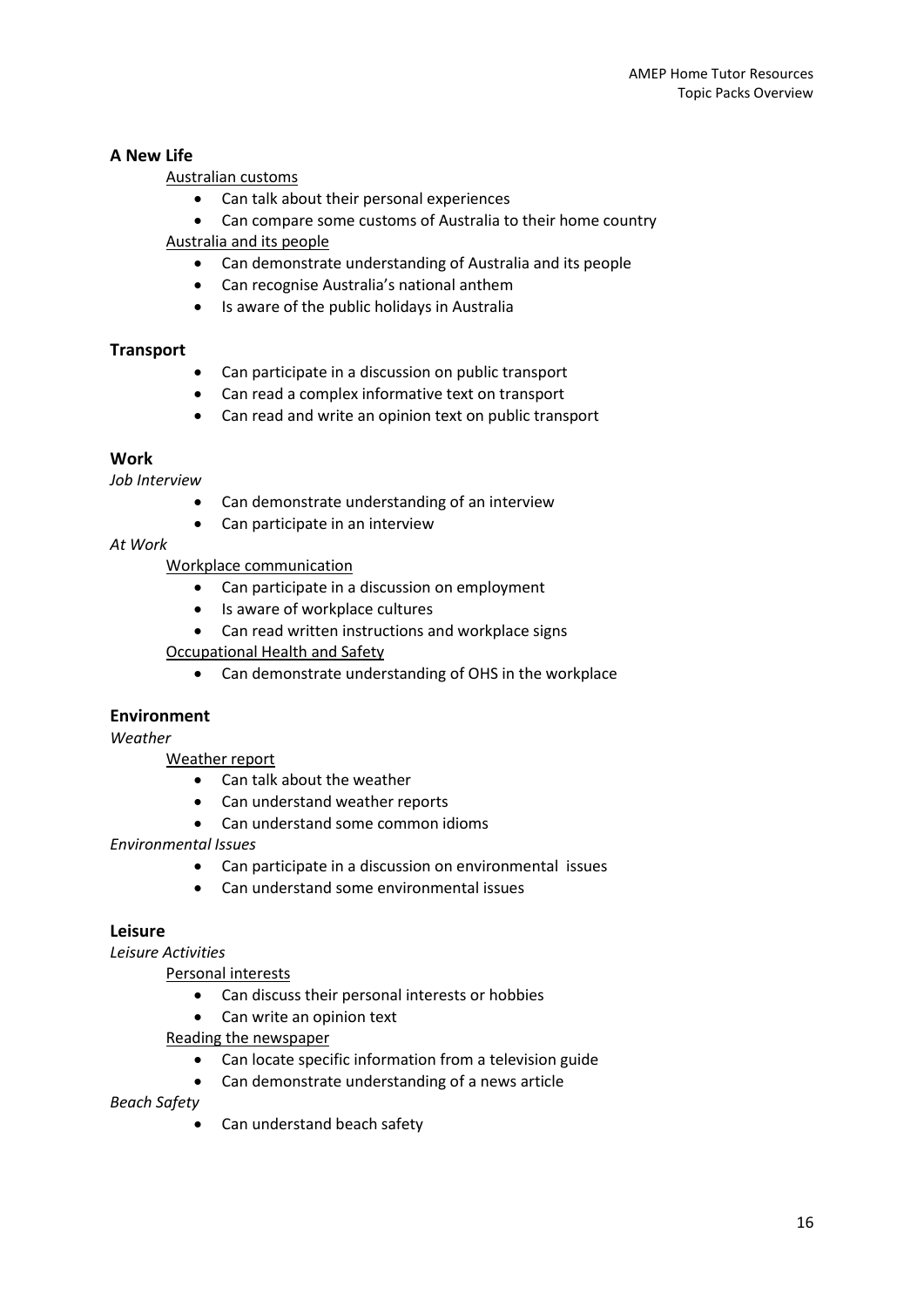## A New Life

Australian customs

- Can talk about their personal experiences
- Can compare some customs of Australia to their home country

Australia and its people

- Can demonstrate understanding of Australia and its people
- Can recognise Australia's national anthem
- Is aware of the public holidays in Australia

## Transport

- Can participate in a discussion on public transport
- Can read a complex informative text on transport
- Can read and write an opinion text on public transport

## Work

*Job Interview*

- Can demonstrate understanding of an interview
- Can participate in an interview

*At Work*

Workplace communication

- Can participate in a discussion on employment
- Is aware of workplace cultures
- Can read written instructions and workplace signs

Occupational Health and Safety

- Can demonstrate understanding of OHS in the workplace

## Environment

*Weather*

Weather report

- Can talk about the weather
- Can understand weather reports
- Can understand some common idioms

*Environmental Issues*

- Can participate in a discussion on environmental issues
- Can understand some environmental issues

## Leisure

*Leisure Activities*

Personal interests

- Can discuss their personal interests or hobbies
- Can write an opinion text

Reading the newspaper

- Can locate specific information from a television guide
- Can demonstrate understanding of a news article

*Beach Safety*

- Can understand beach safety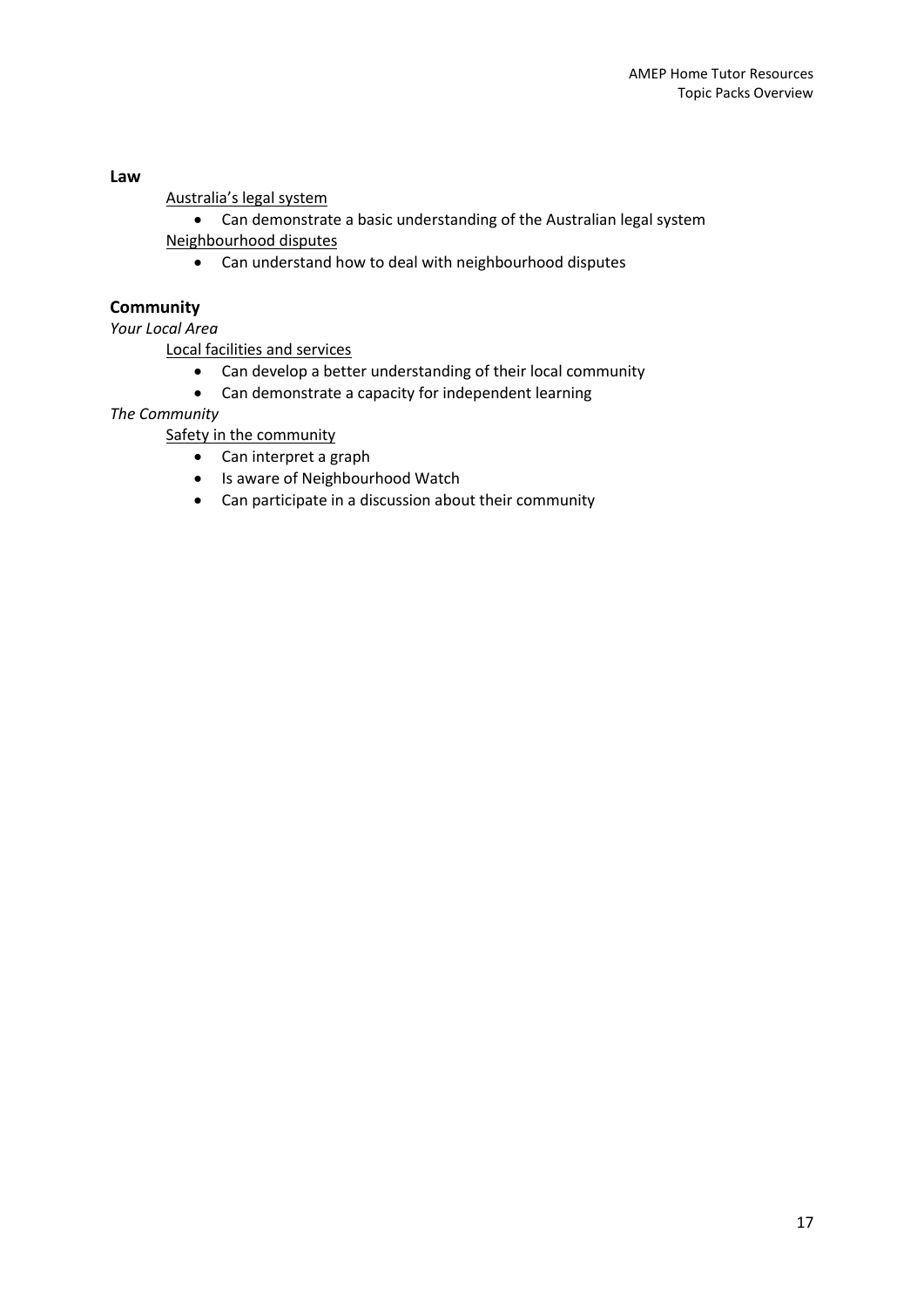**Law**

Australia's legal system

- Can demonstrate a basic understanding of the Australian legal system

Neighbourhood disputes

- Can understand how to deal with neighbourhood disputes

## Community

*Your Local Area*

Local facilities and services

- Can develop a better understanding of their local community
- Can demonstrate a capacity for independent learning

*The Community*

Safety in the community

- Can interpret a graph
- Is aware of Neighbourhood Watch
- Can participate in a discussion about their community